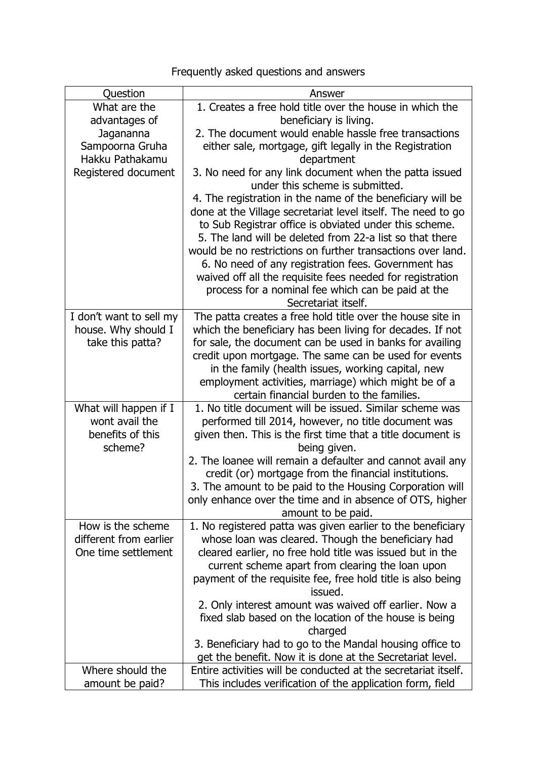Frequently asked questions and answers

| Question | Answer |
| --- | --- |
| What are the advantages of Jagananna Sampoorna Gruha Hakku Pathakamu Registered document | 1. Creates a free hold title over the house in which the beneficiary is living.<br>2. The document would enable hassle free transactions either sale, mortgage, gift legally in the Registration department<br>3. No need for any link document when the patta issued under this scheme is submitted.<br>4. The registration in the name of the beneficiary will be done at the Village secretariat level itself. The need to go to Sub Registrar office is obviated under this scheme.<br>5. The land will be deleted from 22-a list so that there would be no restrictions on further transactions over land.<br>6. No need of any registration fees. Government has waived off all the requisite fees needed for registration process for a nominal fee which can be paid at the Secretariat itself. |
| I don't want to sell my house. Why should I take this patta? | The patta creates a free hold title over the house site in which the beneficiary has been living for decades. If not for sale, the document can be used in banks for availing credit upon mortgage. The same can be used for events in the family (health issues, working capital, new employment activities, marriage) which might be of a certain financial burden to the families. |
| What will happen if I wont avail the benefits of this scheme? | 1. No title document will be issued. Similar scheme was performed till 2014, however, no title document was given then. This is the first time that a title document is being given.<br>2. The loanee will remain a defaulter and cannot avail any credit (or) mortgage from the financial institutions.<br>3. The amount to be paid to the Housing Corporation will only enhance over the time and in absence of OTS, higher amount to be paid. |
| How is the scheme different from earlier One time settlement | 1. No registered patta was given earlier to the beneficiary whose loan was cleared. Though the beneficiary had cleared earlier, no free hold title was issued but in the current scheme apart from clearing the loan upon payment of the requisite fee, free hold title is also being issued.<br>2. Only interest amount was waived off earlier. Now a fixed slab based on the location of the house is being charged<br>3. Beneficiary had to go to the Mandal housing office to get the benefit. Now it is done at the Secretariat level. |
| Where should the amount be paid? | Entire activities will be conducted at the secretariat itself. This includes verification of the application form, field |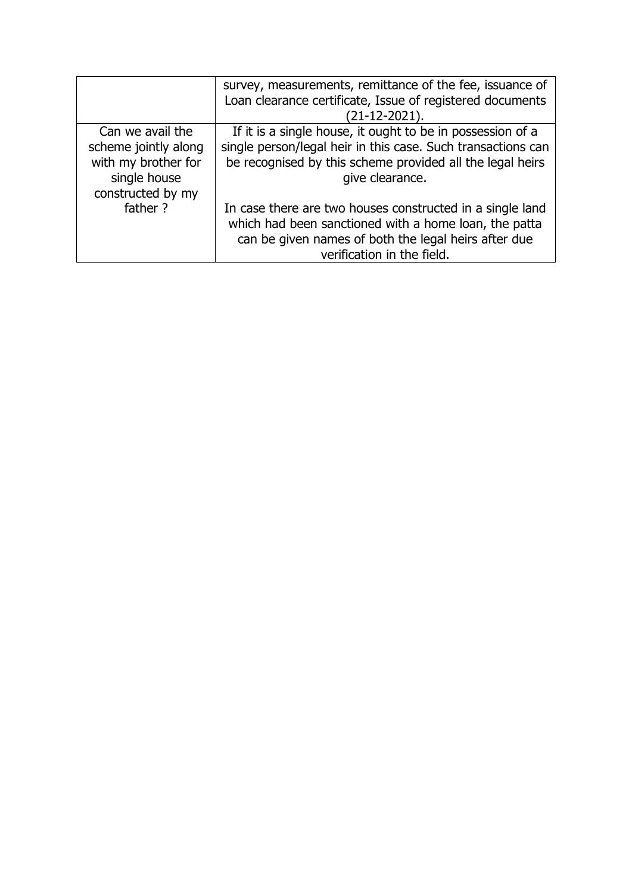| | |
|---|---|
| | survey, measurements, remittance of the fee, issuance of Loan clearance certificate, Issue of registered documents (21-12-2021). |
| Can we avail the scheme jointly along with my brother for single house constructed by my father ? | If it is a single house, it ought to be in possession of a single person/legal heir in this case. Such transactions can be recognised by this scheme provided all the legal heirs give clearance.<br><br>In case there are two houses constructed in a single land which had been sanctioned with a home loan, the patta can be given names of both the legal heirs after due verification in the field. |